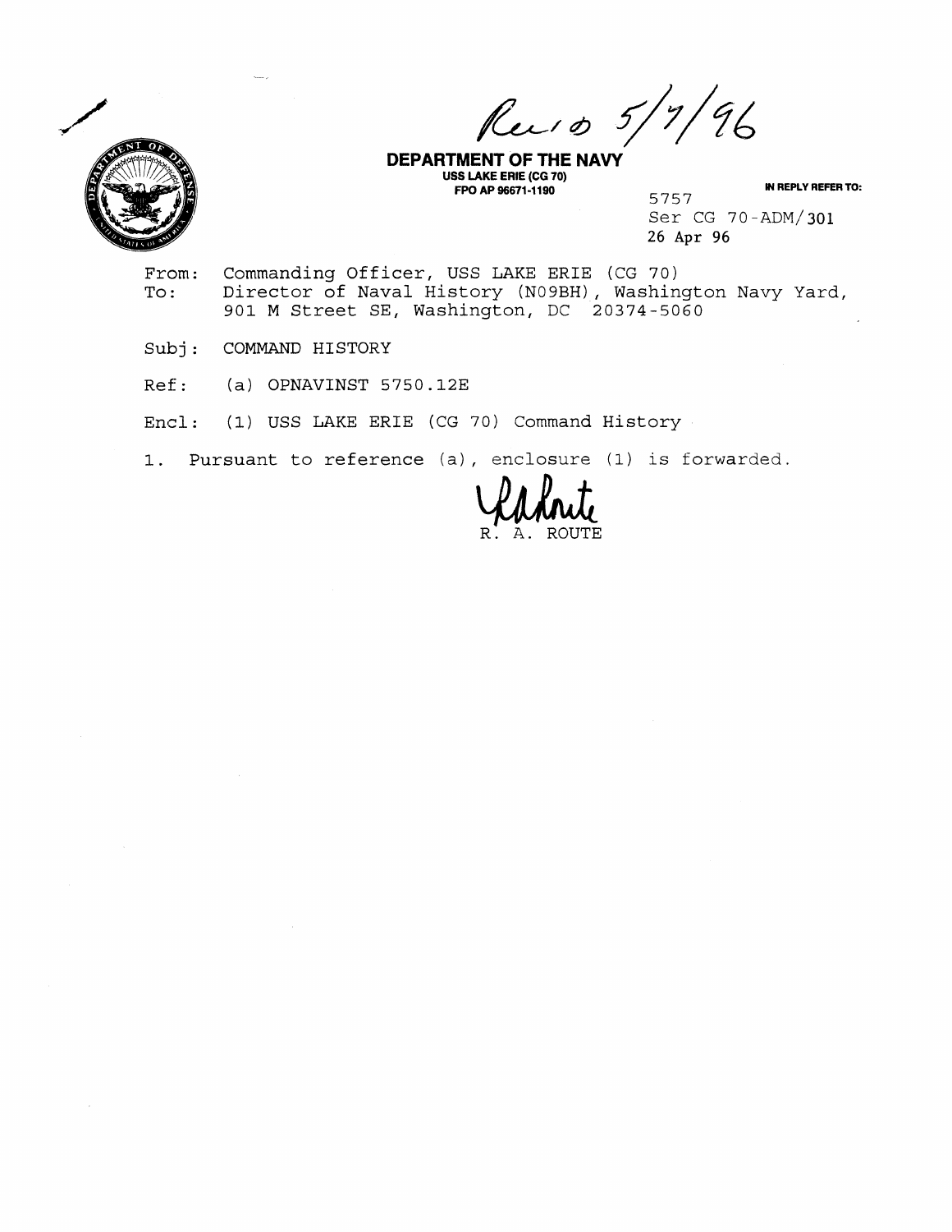Rec'd 5/7/96

**DEPARTMENT OF THE NAVY**
**USS LAKE ERIE (CG 70)**
**FPO AP 96671-1190**

IN REPLY REFER TO:
5757
Ser CG 70-ADM/301
26 Apr 96

From: Commanding Officer, USS LAKE ERIE (CG 70)
To: Director of Naval History (N09BH), Washington Navy Yard, 901 M Street SE, Washington, DC 20374-5060

Subj: COMMAND HISTORY

Ref: (a) OPNAVINST 5750.12E

Encl: (1) USS LAKE ERIE (CG 70) Command History

1. Pursuant to reference (a), enclosure (1) is forwarded.

R. A. ROUTE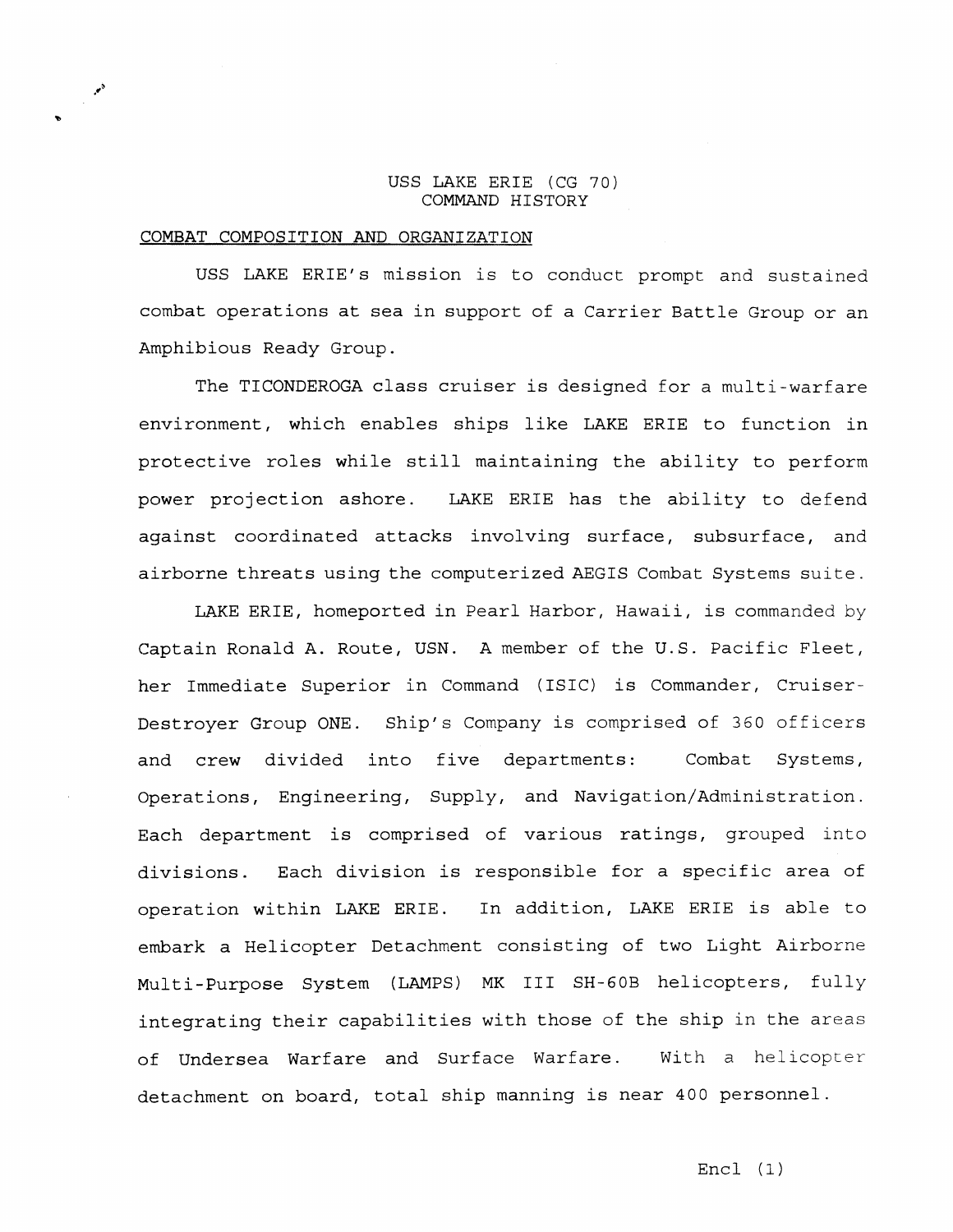# USS LAKE ERIE (CG 70)
# COMMAND HISTORY

## COMBAT COMPOSITION AND ORGANIZATION

USS LAKE ERIE's mission is to conduct prompt and sustained combat operations at sea in support of a Carrier Battle Group or an Amphibious Ready Group.

The TICONDEROGA class cruiser is designed for a multi-warfare environment, which enables ships like LAKE ERIE to function in protective roles while still maintaining the ability to perform power projection ashore. LAKE ERIE has the ability to defend against coordinated attacks involving surface, subsurface, and airborne threats using the computerized AEGIS Combat Systems suite.

LAKE ERIE, homeported in Pearl Harbor, Hawaii, is commanded by Captain Ronald A. Route, USN. A member of the U.S. Pacific Fleet, her Immediate Superior in Command (ISIC) is Commander, Cruiser-Destroyer Group ONE. Ship's Company is comprised of 360 officers and crew divided into five departments: Combat Systems, Operations, Engineering, Supply, and Navigation/Administration. Each department is comprised of various ratings, grouped into divisions. Each division is responsible for a specific area of operation within LAKE ERIE. In addition, LAKE ERIE is able to embark a Helicopter Detachment consisting of two Light Airborne Multi-Purpose System (LAMPS) MK III SH-60B helicopters, fully integrating their capabilities with those of the ship in the areas of Undersea Warfare and Surface Warfare. With a helicopter detachment on board, total ship manning is near 400 personnel.

Encl (1)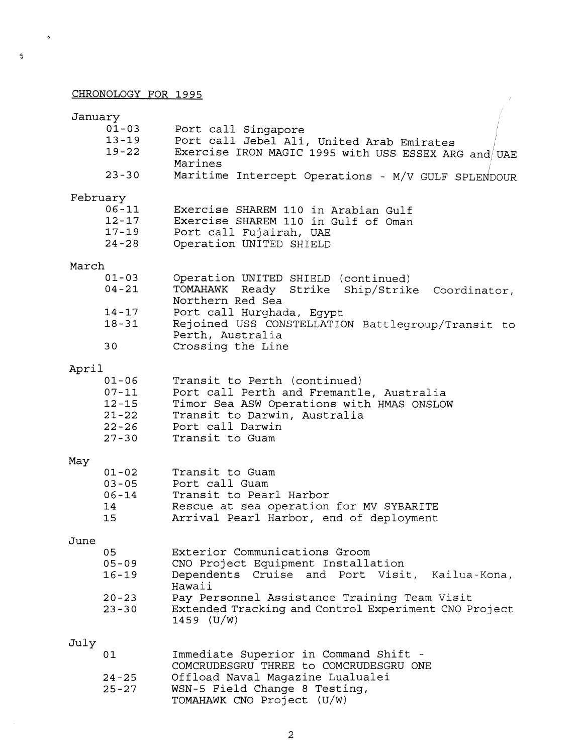## CHRONOLOGY FOR 1995

### January

| | |
|---|---|
| 01-03 | Port call Singapore |
| 13-19 | Port call Jebel Ali, United Arab Emirates |
| 19-22 | Exercise IRON MAGIC 1995 with USS ESSEX ARG and UAE Marines |
| 23-30 | Maritime Intercept Operations - M/V GULF SPLENDOUR |

### February

| | |
|---|---|
| 06-11 | Exercise SHAREM 110 in Arabian Gulf |
| 12-17 | Exercise SHAREM 110 in Gulf of Oman |
| 17-19 | Port call Fujairah, UAE |
| 24-28 | Operation UNITED SHIELD |

### March

| | |
|---|---|
| 01-03 | Operation UNITED SHIELD (continued) |
| 04-21 | TOMAHAWK Ready Strike Ship/Strike Coordinator, Northern Red Sea |
| 14-17 | Port call Hurghada, Egypt |
| 18-31 | Rejoined USS CONSTELLATION Battlegroup/Transit to Perth, Australia |
| 30 | Crossing the Line |

### April

| | |
|---|---|
| 01-06 | Transit to Perth (continued) |
| 07-11 | Port call Perth and Fremantle, Australia |
| 12-15 | Timor Sea ASW Operations with HMAS ONSLOW |
| 21-22 | Transit to Darwin, Australia |
| 22-26 | Port call Darwin |
| 27-30 | Transit to Guam |

### May

| | |
|---|---|
| 01-02 | Transit to Guam |
| 03-05 | Port call Guam |
| 06-14 | Transit to Pearl Harbor |
| 14 | Rescue at sea operation for MV SYBARITE |
| 15 | Arrival Pearl Harbor, end of deployment |

### June

| | |
|---|---|
| 05 | Exterior Communications Groom |
| 05-09 | CNO Project Equipment Installation |
| 16-19 | Dependents Cruise and Port Visit, Kailua-Kona, Hawaii |
| 20-23 | Pay Personnel Assistance Training Team Visit |
| 23-30 | Extended Tracking and Control Experiment CNO Project 1459 (U/W) |

### July

| | |
|---|---|
| 01 | Immediate Superior in Command Shift - COMCRUDESGRU THREE to COMCRUDESGRU ONE |
| 24-25 | Offload Naval Magazine Lualualei |
| 25-27 | WSN-5 Field Change 8 Testing, TOMAHAWK CNO Project (U/W) |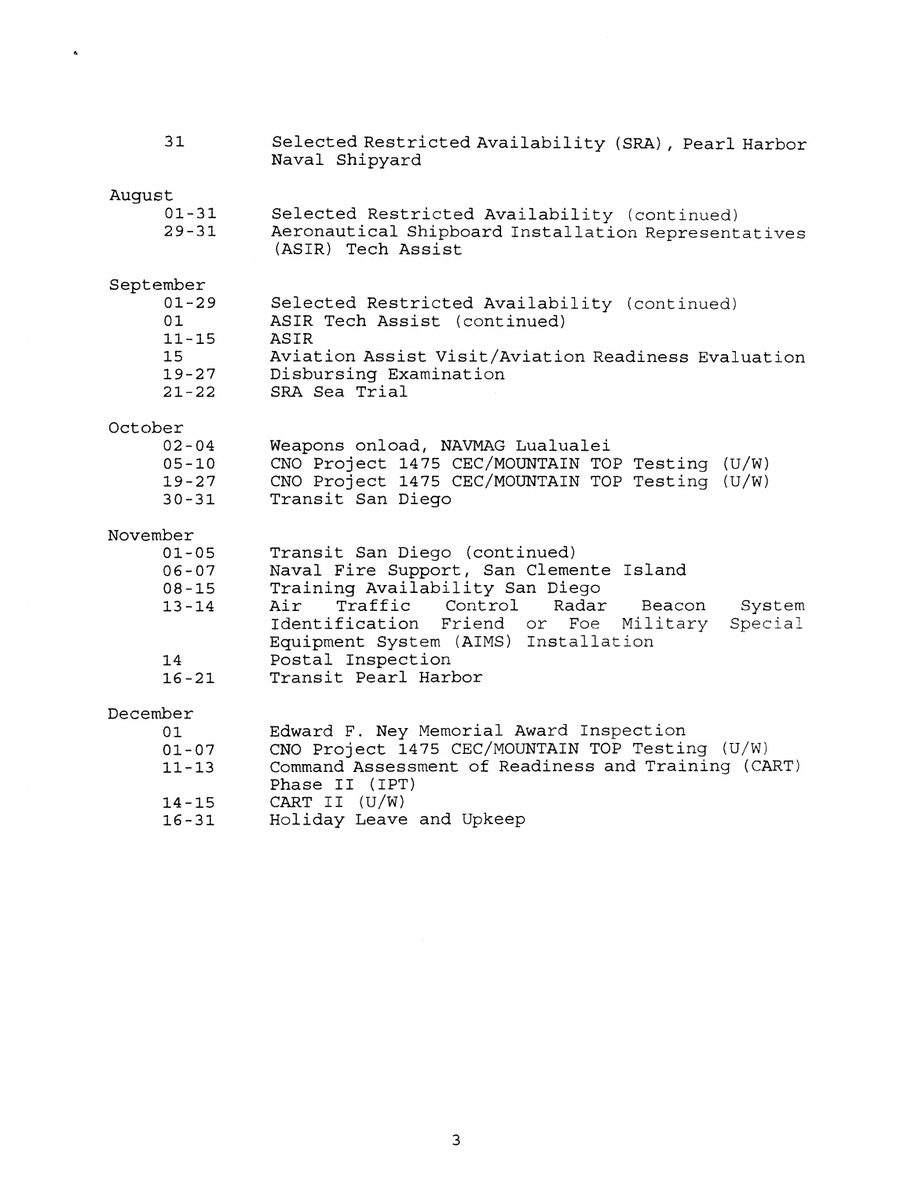| | |
|---|---|
| 31 | Selected Restricted Availability (SRA), Pearl Harbor Naval Shipyard |

August

| | |
|---|---|
| 01-31 | Selected Restricted Availability (continued) |
| 29-31 | Aeronautical Shipboard Installation Representatives (ASIR) Tech Assist |

September

| | |
|---|---|
| 01-29 | Selected Restricted Availability (continued) |
| 01 | ASIR Tech Assist (continued) |
| 11-15 | ASIR |
| 15 | Aviation Assist Visit/Aviation Readiness Evaluation |
| 19-27 | Disbursing Examination |
| 21-22 | SRA Sea Trial |

October

| | |
|---|---|
| 02-04 | Weapons onload, NAVMAG Lualualei |
| 05-10 | CNO Project 1475 CEC/MOUNTAIN TOP Testing (U/W) |
| 19-27 | CNO Project 1475 CEC/MOUNTAIN TOP Testing (U/W) |
| 30-31 | Transit San Diego |

November

| | |
|---|---|
| 01-05 | Transit San Diego (continued) |
| 06-07 | Naval Fire Support, San Clemente Island |
| 08-15 | Training Availability San Diego |
| 13-14 | Air Traffic Control Radar Beacon System Identification Friend or Foe Military Special Equipment System (AIMS) Installation |
| 14 | Postal Inspection |
| 16-21 | Transit Pearl Harbor |

December

| | |
|---|---|
| 01 | Edward F. Ney Memorial Award Inspection |
| 01-07 | CNO Project 1475 CEC/MOUNTAIN TOP Testing (U/W) |
| 11-13 | Command Assessment of Readiness and Training (CART) Phase II (IPT) |
| 14-15 | CART II (U/W) |
| 16-31 | Holiday Leave and Upkeep |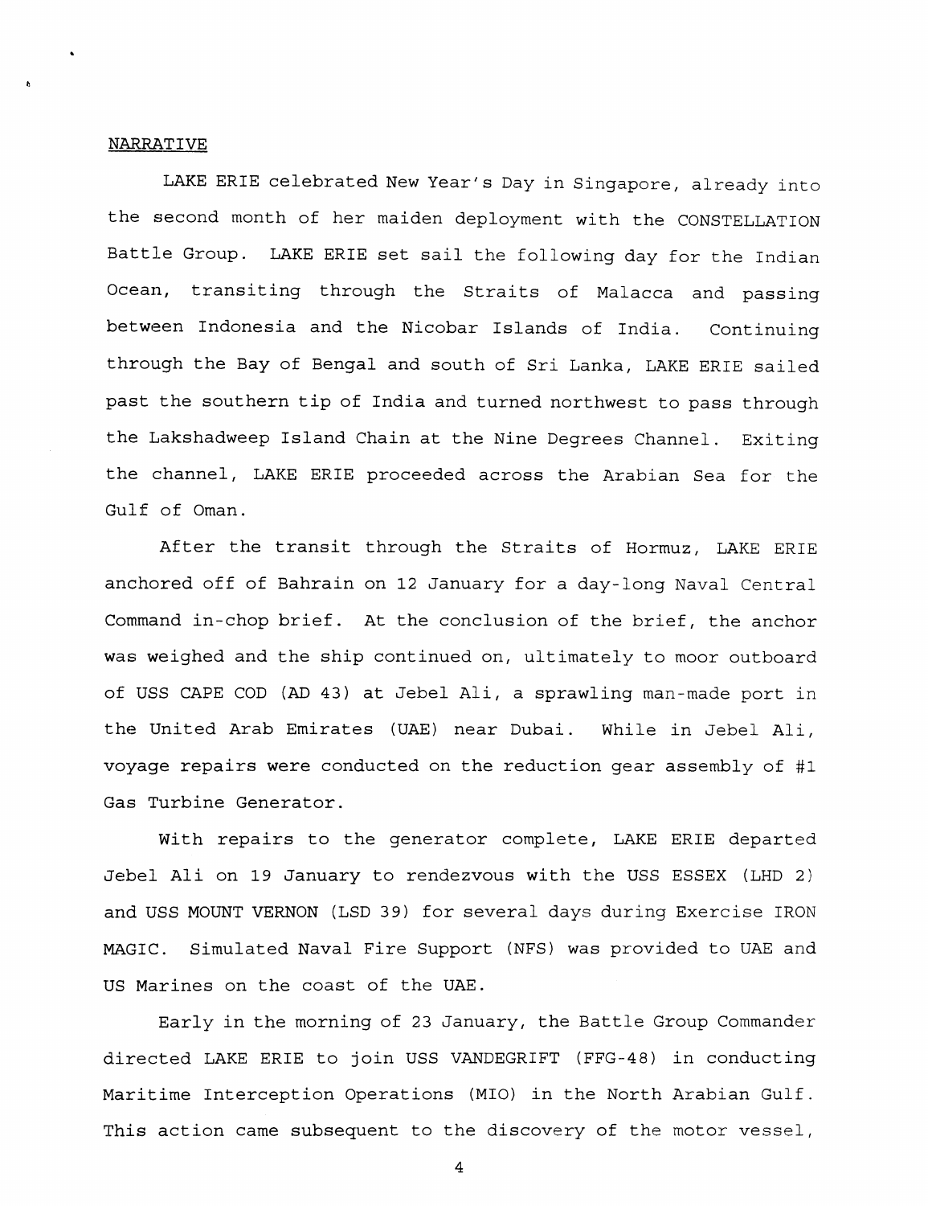## NARRATIVE

LAKE ERIE celebrated New Year's Day in Singapore, already into the second month of her maiden deployment with the CONSTELLATION Battle Group. LAKE ERIE set sail the following day for the Indian Ocean, transiting through the Straits of Malacca and passing between Indonesia and the Nicobar Islands of India. Continuing through the Bay of Bengal and south of Sri Lanka, LAKE ERIE sailed past the southern tip of India and turned northwest to pass through the Lakshadweep Island Chain at the Nine Degrees Channel. Exiting the channel, LAKE ERIE proceeded across the Arabian Sea for the Gulf of Oman.

After the transit through the Straits of Hormuz, LAKE ERIE anchored off of Bahrain on 12 January for a day-long Naval Central Command in-chop brief. At the conclusion of the brief, the anchor was weighed and the ship continued on, ultimately to moor outboard of USS CAPE COD (AD 43) at Jebel Ali, a sprawling man-made port in the United Arab Emirates (UAE) near Dubai. While in Jebel Ali, voyage repairs were conducted on the reduction gear assembly of #1 Gas Turbine Generator.

With repairs to the generator complete, LAKE ERIE departed Jebel Ali on 19 January to rendezvous with the USS ESSEX (LHD 2) and USS MOUNT VERNON (LSD 39) for several days during Exercise IRON MAGIC. Simulated Naval Fire Support (NFS) was provided to UAE and US Marines on the coast of the UAE.

Early in the morning of 23 January, the Battle Group Commander directed LAKE ERIE to join USS VANDEGRIFT (FFG-48) in conducting Maritime Interception Operations (MIO) in the North Arabian Gulf. This action came subsequent to the discovery of the motor vessel,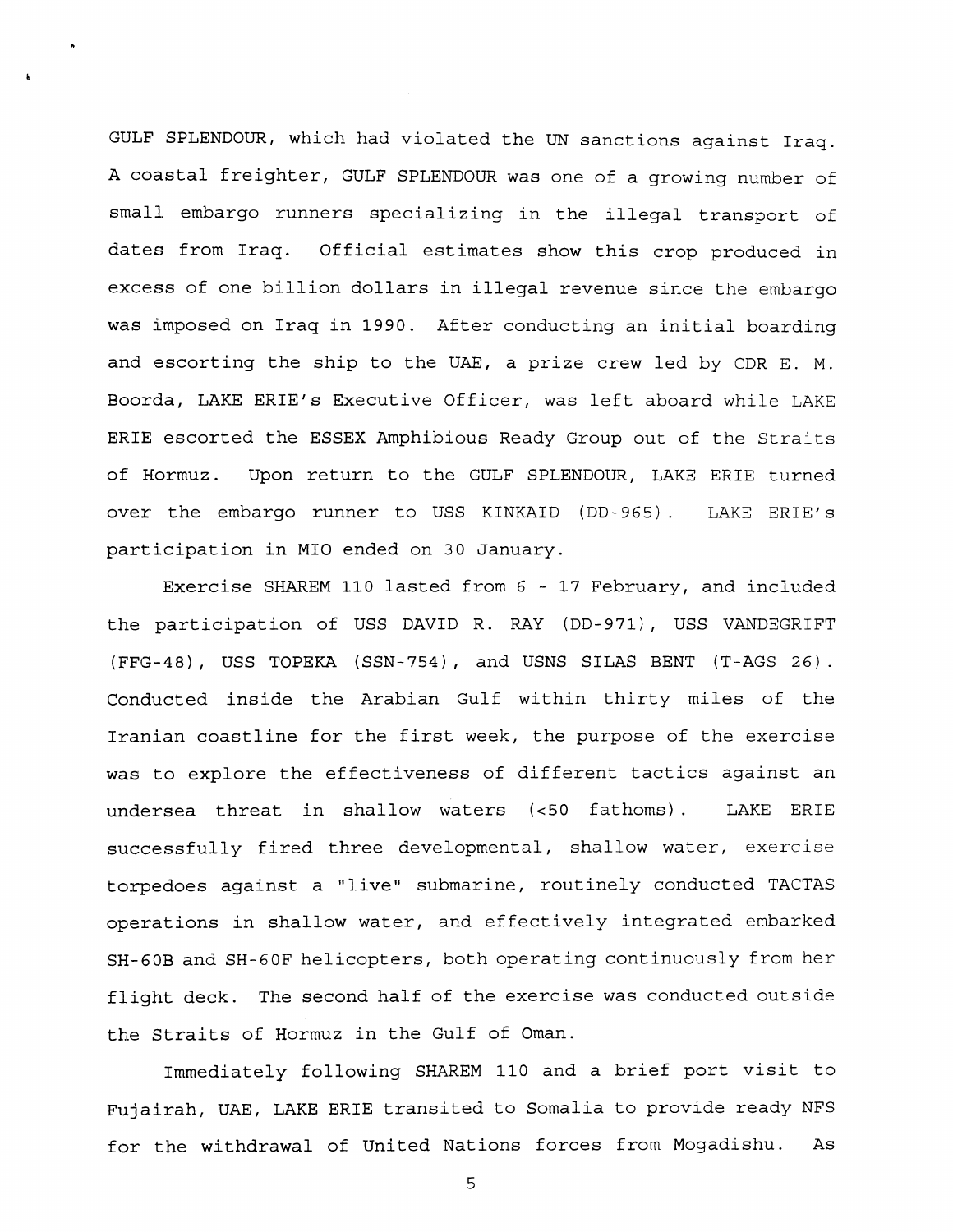GULF SPLENDOUR, which had violated the UN sanctions against Iraq. A coastal freighter, GULF SPLENDOUR was one of a growing number of small embargo runners specializing in the illegal transport of dates from Iraq. Official estimates show this crop produced in excess of one billion dollars in illegal revenue since the embargo was imposed on Iraq in 1990. After conducting an initial boarding and escorting the ship to the UAE, a prize crew led by CDR E. M. Boorda, LAKE ERIE's Executive Officer, was left aboard while LAKE ERIE escorted the ESSEX Amphibious Ready Group out of the Straits of Hormuz. Upon return to the GULF SPLENDOUR, LAKE ERIE turned over the embargo runner to USS KINKAID (DD-965). LAKE ERIE's participation in MIO ended on 30 January.

Exercise SHAREM 110 lasted from 6 - 17 February, and included the participation of USS DAVID R. RAY (DD-971), USS VANDEGRIFT (FFG-48), USS TOPEKA (SSN-754), and USNS SILAS BENT (T-AGS 26). Conducted inside the Arabian Gulf within thirty miles of the Iranian coastline for the first week, the purpose of the exercise was to explore the effectiveness of different tactics against an undersea threat in shallow waters (<50 fathoms). LAKE ERIE successfully fired three developmental, shallow water, exercise torpedoes against a "live" submarine, routinely conducted TACTAS operations in shallow water, and effectively integrated embarked SH-60B and SH-60F helicopters, both operating continuously from her flight deck. The second half of the exercise was conducted outside the Straits of Hormuz in the Gulf of Oman.

Immediately following SHAREM 110 and a brief port visit to Fujairah, UAE, LAKE ERIE transited to Somalia to provide ready NFS for the withdrawal of United Nations forces from Mogadishu. As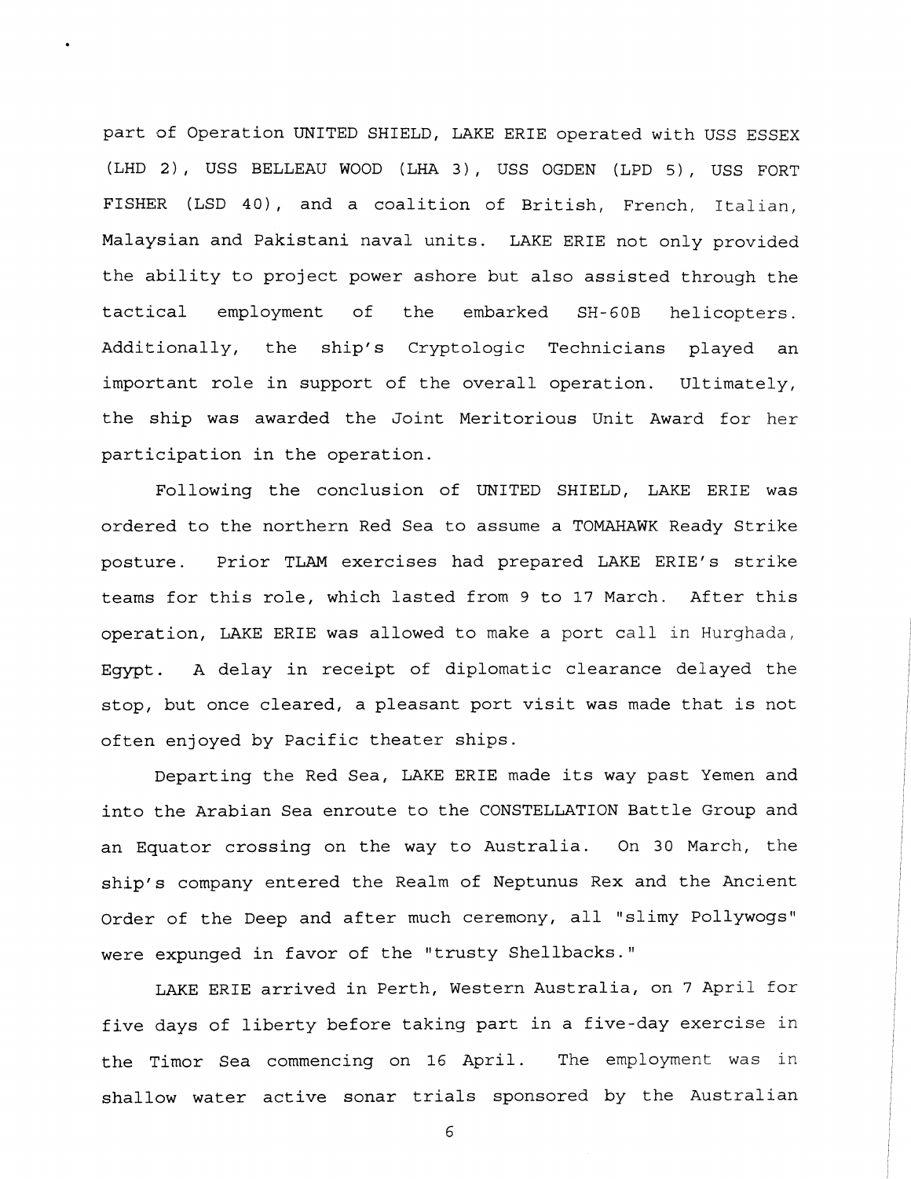part of Operation UNITED SHIELD, LAKE ERIE operated with USS ESSEX (LHD 2), USS BELLEAU WOOD (LHA 3), USS OGDEN (LPD 5), USS FORT FISHER (LSD 40), and a coalition of British, French, Italian, Malaysian and Pakistani naval units. LAKE ERIE not only provided the ability to project power ashore but also assisted through the tactical employment of the embarked SH-60B helicopters. Additionally, the ship's Cryptologic Technicians played an important role in support of the overall operation. Ultimately, the ship was awarded the Joint Meritorious Unit Award for her participation in the operation.

Following the conclusion of UNITED SHIELD, LAKE ERIE was ordered to the northern Red Sea to assume a TOMAHAWK Ready Strike posture. Prior TLAM exercises had prepared LAKE ERIE's strike teams for this role, which lasted from 9 to 17 March. After this operation, LAKE ERIE was allowed to make a port call in Hurghada, Egypt. A delay in receipt of diplomatic clearance delayed the stop, but once cleared, a pleasant port visit was made that is not often enjoyed by Pacific theater ships.

Departing the Red Sea, LAKE ERIE made its way past Yemen and into the Arabian Sea enroute to the CONSTELLATION Battle Group and an Equator crossing on the way to Australia. On 30 March, the ship's company entered the Realm of Neptunus Rex and the Ancient Order of the Deep and after much ceremony, all "slimy Pollywogs" were expunged in favor of the "trusty Shellbacks."

LAKE ERIE arrived in Perth, Western Australia, on 7 April for five days of liberty before taking part in a five-day exercise in the Timor Sea commencing on 16 April. The employment was in shallow water active sonar trials sponsored by the Australian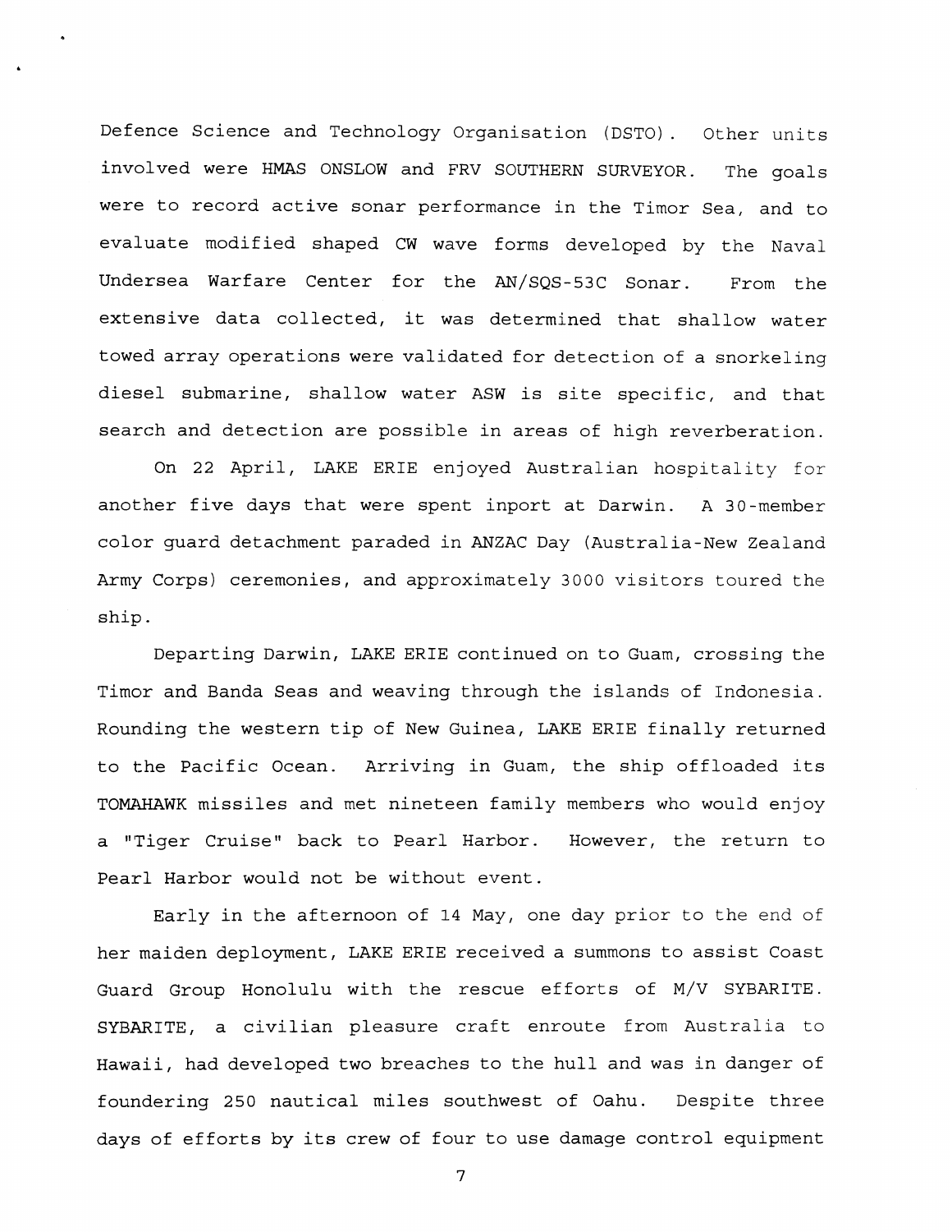Defence Science and Technology Organisation (DSTO). Other units involved were HMAS ONSLOW and FRV SOUTHERN SURVEYOR. The goals were to record active sonar performance in the Timor Sea, and to evaluate modified shaped CW wave forms developed by the Naval Undersea Warfare Center for the AN/SQS-53C Sonar. From the extensive data collected, it was determined that shallow water towed array operations were validated for detection of a snorkeling diesel submarine, shallow water ASW is site specific, and that search and detection are possible in areas of high reverberation.

On 22 April, LAKE ERIE enjoyed Australian hospitality for another five days that were spent inport at Darwin. A 30-member color guard detachment paraded in ANZAC Day (Australia-New Zealand Army Corps) ceremonies, and approximately 3000 visitors toured the ship.

Departing Darwin, LAKE ERIE continued on to Guam, crossing the Timor and Banda Seas and weaving through the islands of Indonesia. Rounding the western tip of New Guinea, LAKE ERIE finally returned to the Pacific Ocean. Arriving in Guam, the ship offloaded its TOMAHAWK missiles and met nineteen family members who would enjoy a "Tiger Cruise" back to Pearl Harbor. However, the return to Pearl Harbor would not be without event.

Early in the afternoon of 14 May, one day prior to the end of her maiden deployment, LAKE ERIE received a summons to assist Coast Guard Group Honolulu with the rescue efforts of M/V SYBARITE. SYBARITE, a civilian pleasure craft enroute from Australia to Hawaii, had developed two breaches to the hull and was in danger of foundering 250 nautical miles southwest of Oahu. Despite three days of efforts by its crew of four to use damage control equipment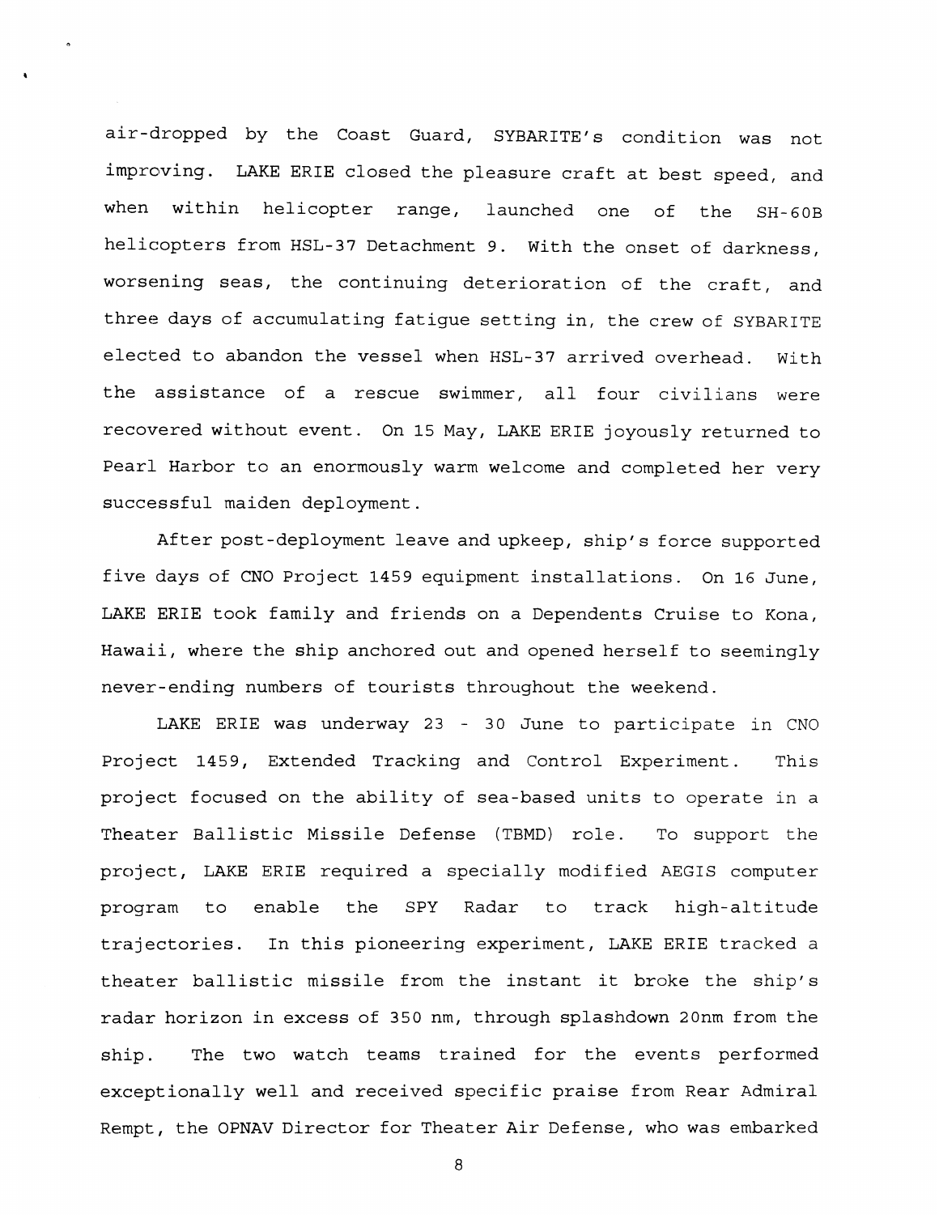air-dropped by the Coast Guard, SYBARITE's condition was not improving. LAKE ERIE closed the pleasure craft at best speed, and when within helicopter range, launched one of the SH-60B helicopters from HSL-37 Detachment 9. With the onset of darkness, worsening seas, the continuing deterioration of the craft, and three days of accumulating fatigue setting in, the crew of SYBARITE elected to abandon the vessel when HSL-37 arrived overhead. With the assistance of a rescue swimmer, all four civilians were recovered without event. On 15 May, LAKE ERIE joyously returned to Pearl Harbor to an enormously warm welcome and completed her very successful maiden deployment.

After post-deployment leave and upkeep, ship's force supported five days of CNO Project 1459 equipment installations. On 16 June, LAKE ERIE took family and friends on a Dependents Cruise to Kona, Hawaii, where the ship anchored out and opened herself to seemingly never-ending numbers of tourists throughout the weekend.

LAKE ERIE was underway 23 - 30 June to participate in CNO Project 1459, Extended Tracking and Control Experiment. This project focused on the ability of sea-based units to operate in a Theater Ballistic Missile Defense (TBMD) role. To support the project, LAKE ERIE required a specially modified AEGIS computer program to enable the SPY Radar to track high-altitude trajectories. In this pioneering experiment, LAKE ERIE tracked a theater ballistic missile from the instant it broke the ship's radar horizon in excess of 350 nm, through splashdown 20nm from the ship. The two watch teams trained for the events performed exceptionally well and received specific praise from Rear Admiral Rempt, the OPNAV Director for Theater Air Defense, who was embarked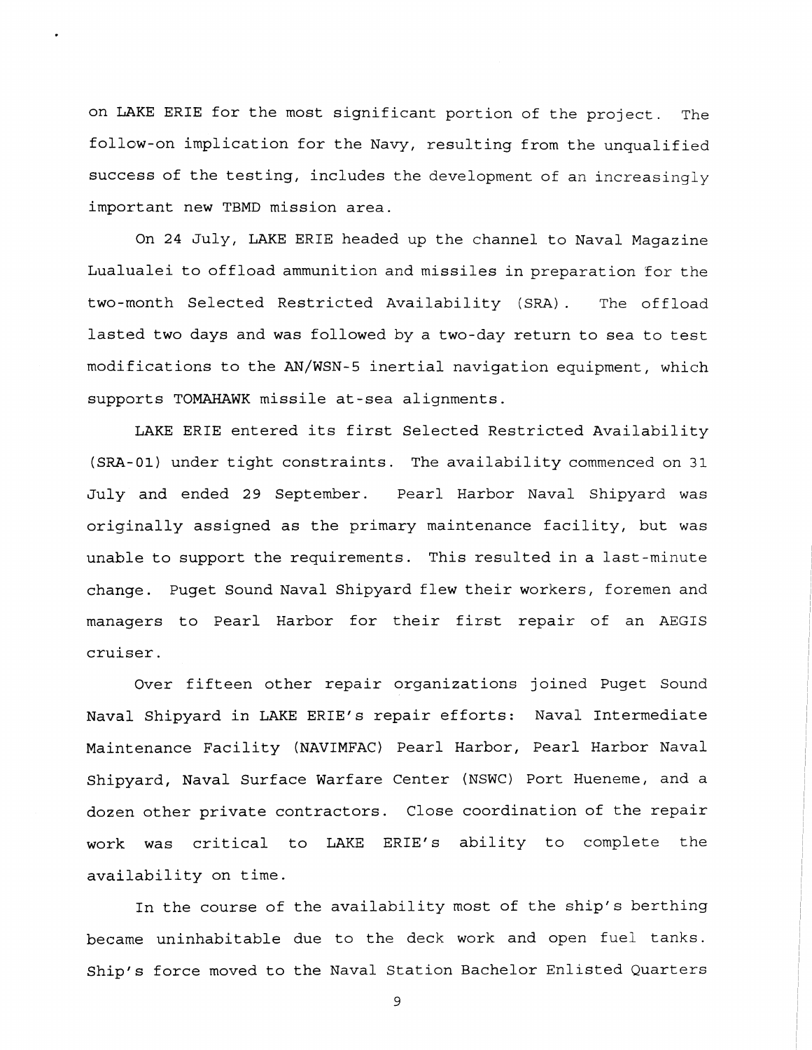on LAKE ERIE for the most significant portion of the project. The follow-on implication for the Navy, resulting from the unqualified success of the testing, includes the development of an increasingly important new TBMD mission area.

On 24 July, LAKE ERIE headed up the channel to Naval Magazine Lualualei to offload ammunition and missiles in preparation for the two-month Selected Restricted Availability (SRA). The offload lasted two days and was followed by a two-day return to sea to test modifications to the AN/WSN-5 inertial navigation equipment, which supports TOMAHAWK missile at-sea alignments.

LAKE ERIE entered its first Selected Restricted Availability (SRA-01) under tight constraints. The availability commenced on 31 July and ended 29 September. Pearl Harbor Naval Shipyard was originally assigned as the primary maintenance facility, but was unable to support the requirements. This resulted in a last-minute change. Puget Sound Naval Shipyard flew their workers, foremen and managers to Pearl Harbor for their first repair of an AEGIS cruiser.

Over fifteen other repair organizations joined Puget Sound Naval Shipyard in LAKE ERIE's repair efforts: Naval Intermediate Maintenance Facility (NAVIMFAC) Pearl Harbor, Pearl Harbor Naval Shipyard, Naval Surface Warfare Center (NSWC) Port Hueneme, and a dozen other private contractors. Close coordination of the repair work was critical to LAKE ERIE's ability to complete the availability on time.

In the course of the availability most of the ship's berthing became uninhabitable due to the deck work and open fuel tanks. Ship's force moved to the Naval Station Bachelor Enlisted Quarters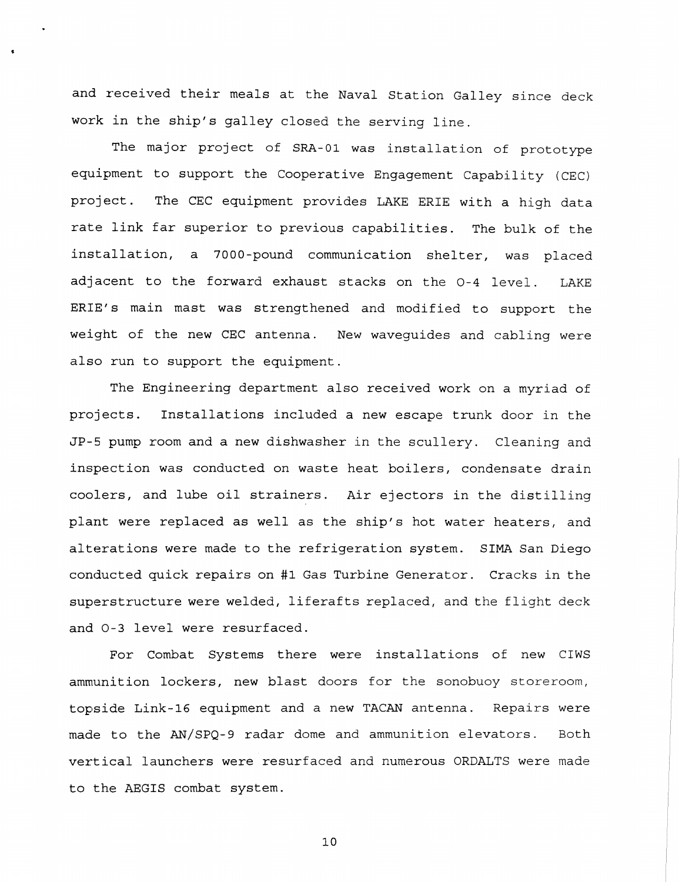and received their meals at the Naval Station Galley since deck work in the ship's galley closed the serving line.

The major project of SRA-01 was installation of prototype equipment to support the Cooperative Engagement Capability (CEC) project. The CEC equipment provides LAKE ERIE with a high data rate link far superior to previous capabilities. The bulk of the installation, a 7000-pound communication shelter, was placed adjacent to the forward exhaust stacks on the O-4 level. LAKE ERIE's main mast was strengthened and modified to support the weight of the new CEC antenna. New waveguides and cabling were also run to support the equipment.

The Engineering department also received work on a myriad of projects. Installations included a new escape trunk door in the JP-5 pump room and a new dishwasher in the scullery. Cleaning and inspection was conducted on waste heat boilers, condensate drain coolers, and lube oil strainers. Air ejectors in the distilling plant were replaced as well as the ship's hot water heaters, and alterations were made to the refrigeration system. SIMA San Diego conducted quick repairs on #1 Gas Turbine Generator. Cracks in the superstructure were welded, liferafts replaced, and the flight deck and O-3 level were resurfaced.

For Combat Systems there were installations of new CIWS ammunition lockers, new blast doors for the sonobuoy storeroom, topside Link-16 equipment and a new TACAN antenna. Repairs were made to the AN/SPQ-9 radar dome and ammunition elevators. Both vertical launchers were resurfaced and numerous ORDALTS were made to the AEGIS combat system.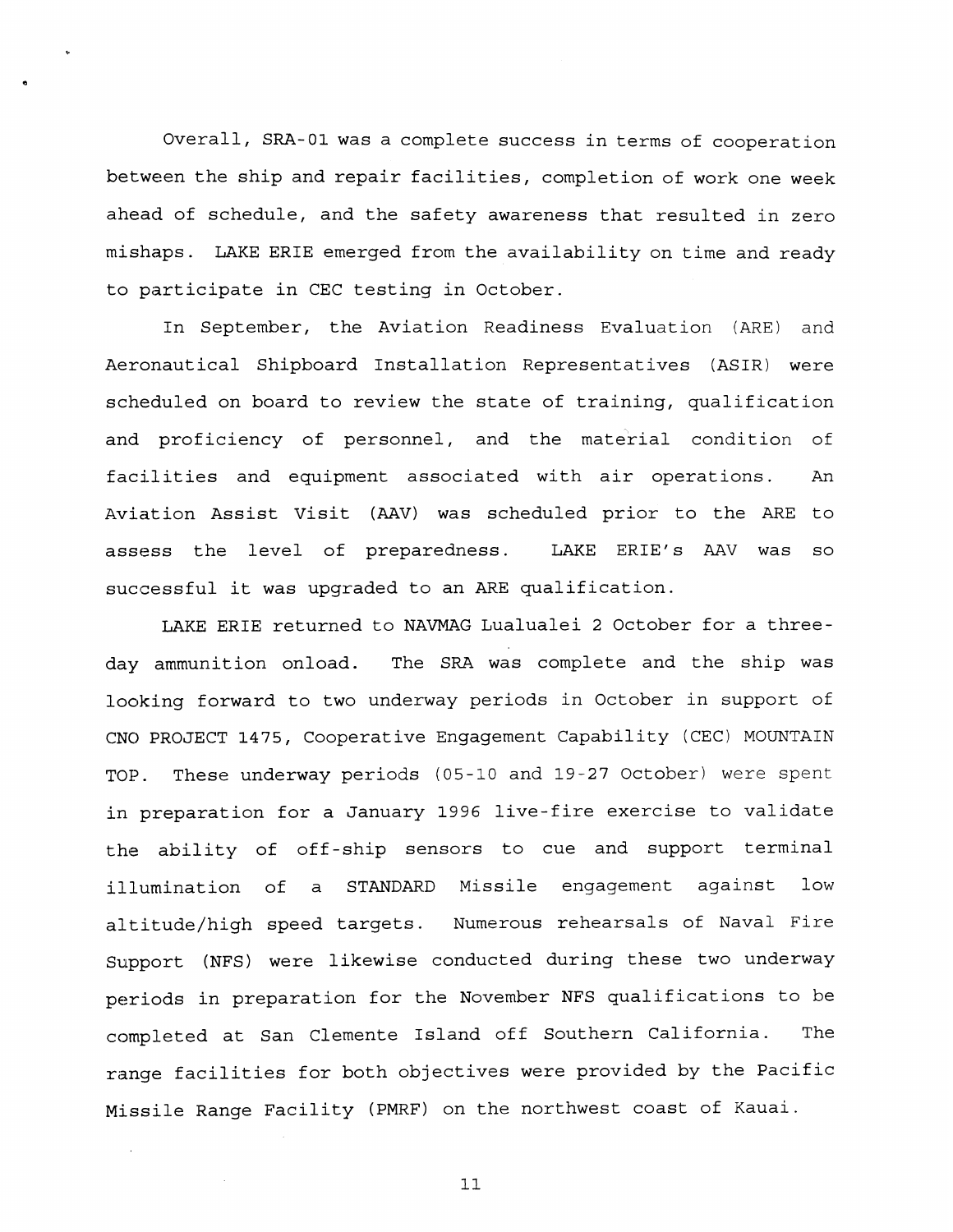Overall, SRA-01 was a complete success in terms of cooperation between the ship and repair facilities, completion of work one week ahead of schedule, and the safety awareness that resulted in zero mishaps. LAKE ERIE emerged from the availability on time and ready to participate in CEC testing in October.

In September, the Aviation Readiness Evaluation (ARE) and Aeronautical Shipboard Installation Representatives (ASIR) were scheduled on board to review the state of training, qualification and proficiency of personnel, and the material condition of facilities and equipment associated with air operations. An Aviation Assist Visit (AAV) was scheduled prior to the ARE to assess the level of preparedness. LAKE ERIE's AAV was so successful it was upgraded to an ARE qualification.

LAKE ERIE returned to NAVMAG Lualualei 2 October for a three-day ammunition onload. The SRA was complete and the ship was looking forward to two underway periods in October in support of CNO PROJECT 1475, Cooperative Engagement Capability (CEC) MOUNTAIN TOP. These underway periods (05-10 and 19-27 October) were spent in preparation for a January 1996 live-fire exercise to validate the ability of off-ship sensors to cue and support terminal illumination of a STANDARD Missile engagement against low altitude/high speed targets. Numerous rehearsals of Naval Fire Support (NFS) were likewise conducted during these two underway periods in preparation for the November NFS qualifications to be completed at San Clemente Island off Southern California. The range facilities for both objectives were provided by the Pacific Missile Range Facility (PMRF) on the northwest coast of Kauai.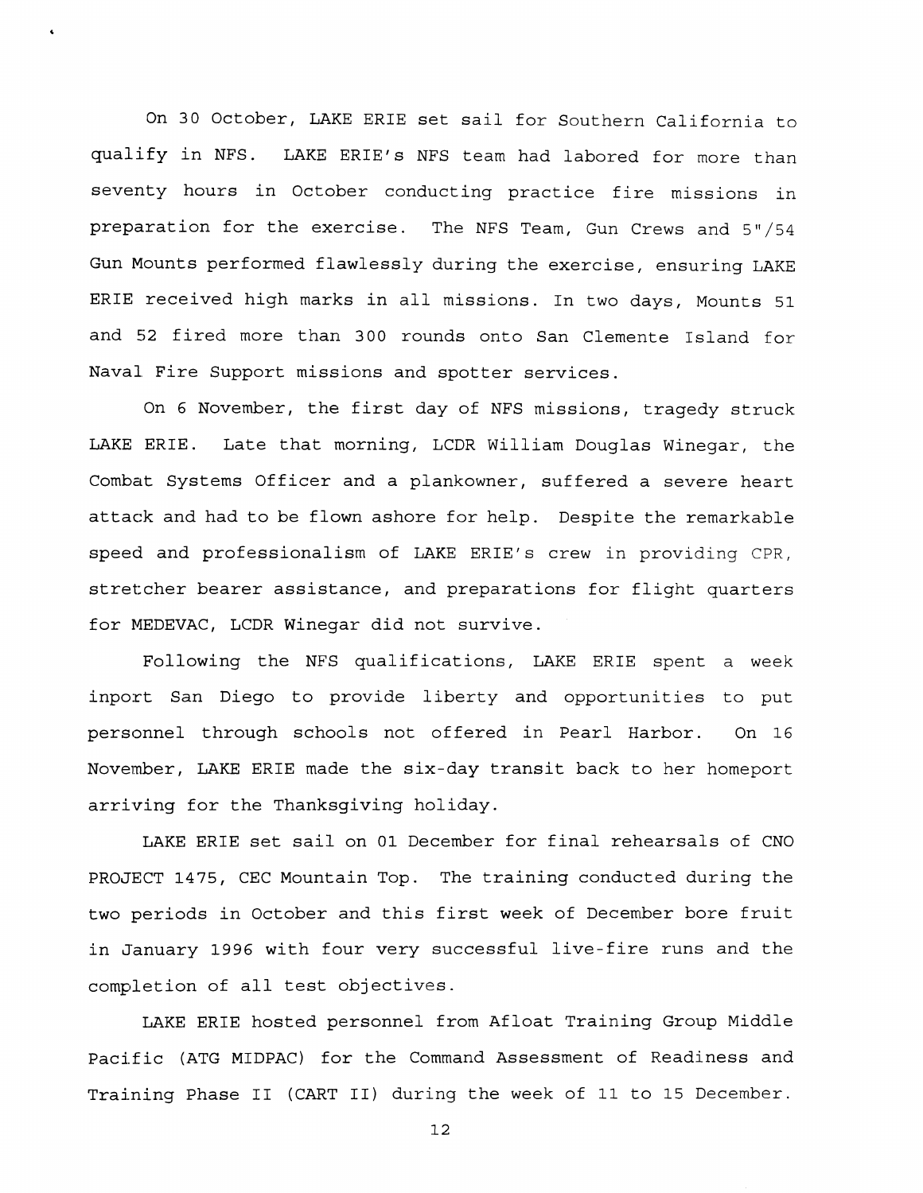On 30 October, LAKE ERIE set sail for Southern California to qualify in NFS. LAKE ERIE's NFS team had labored for more than seventy hours in October conducting practice fire missions in preparation for the exercise. The NFS Team, Gun Crews and 5"/54 Gun Mounts performed flawlessly during the exercise, ensuring LAKE ERIE received high marks in all missions. In two days, Mounts 51 and 52 fired more than 300 rounds onto San Clemente Island for Naval Fire Support missions and spotter services.

On 6 November, the first day of NFS missions, tragedy struck LAKE ERIE. Late that morning, LCDR William Douglas Winegar, the Combat Systems Officer and a plankowner, suffered a severe heart attack and had to be flown ashore for help. Despite the remarkable speed and professionalism of LAKE ERIE's crew in providing CPR, stretcher bearer assistance, and preparations for flight quarters for MEDEVAC, LCDR Winegar did not survive.

Following the NFS qualifications, LAKE ERIE spent a week inport San Diego to provide liberty and opportunities to put personnel through schools not offered in Pearl Harbor. On 16 November, LAKE ERIE made the six-day transit back to her homeport arriving for the Thanksgiving holiday.

LAKE ERIE set sail on 01 December for final rehearsals of CNO PROJECT 1475, CEC Mountain Top. The training conducted during the two periods in October and this first week of December bore fruit in January 1996 with four very successful live-fire runs and the completion of all test objectives.

LAKE ERIE hosted personnel from Afloat Training Group Middle Pacific (ATG MIDPAC) for the Command Assessment of Readiness and Training Phase II (CART II) during the week of 11 to 15 December.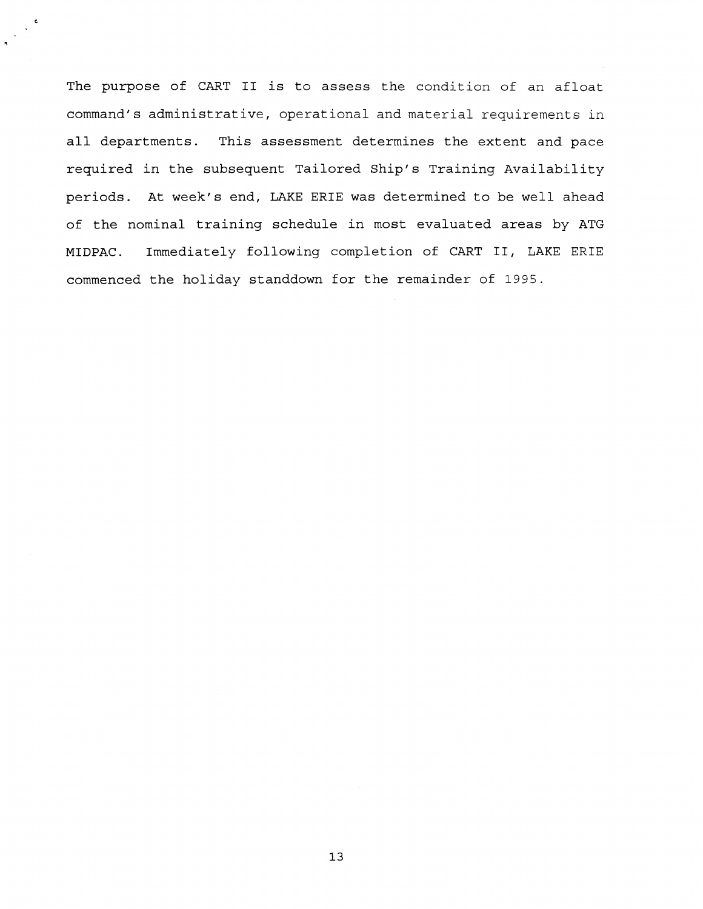The purpose of CART II is to assess the condition of an afloat command's administrative, operational and material requirements in all departments. This assessment determines the extent and pace required in the subsequent Tailored Ship's Training Availability periods. At week's end, LAKE ERIE was determined to be well ahead of the nominal training schedule in most evaluated areas by ATG MIDPAC. Immediately following completion of CART II, LAKE ERIE commenced the holiday standdown for the remainder of 1995.